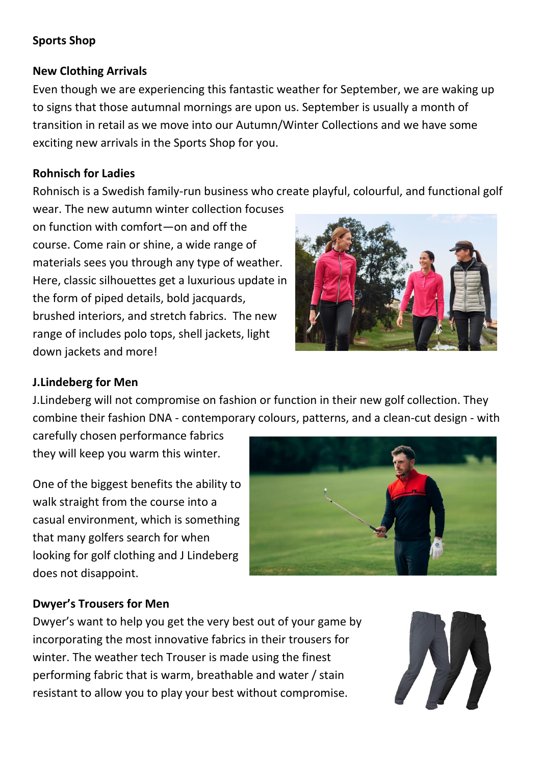**Sports Shop**

**New Clothing Arrivals**

Even though we are experiencing this fantastic weather for September, we are waking up to signs that those autumnal mornings are upon us. September is usually a month of transition in retail as we move into our Autumn/Winter Collections and we have some exciting new arrivals in the Sports Shop for you.

**Rohnisch for Ladies**

Rohnisch is a Swedish family-run business who create playful, colourful, and functional golf wear. The new autumn winter collection focuses on function with comfort—on and off the course. Come rain or shine, a wide range of materials sees you through any type of weather. Here, classic silhouettes get a luxurious update in the form of piped details, bold jacquards, brushed interiors, and stretch fabrics. The new range of includes polo tops, shell jackets, light down jackets and more!

**J.Lindeberg for Men**

J.Lindeberg will not compromise on fashion or function in their new golf collection. They combine their fashion DNA - contemporary colours, patterns, and a clean-cut design - with carefully chosen performance fabrics they will keep you warm this winter.

One of the biggest benefits the ability to walk straight from the course into a casual environment, which is something that many golfers search for when looking for golf clothing and J Lindeberg does not disappoint.

**Dwyer's Trousers for Men**

Dwyer's want to help you get the very best out of your game by incorporating the most innovative fabrics in their trousers for winter. The weather tech Trouser is made using the finest performing fabric that is warm, breathable and water / stain resistant to allow you to play your best without compromise.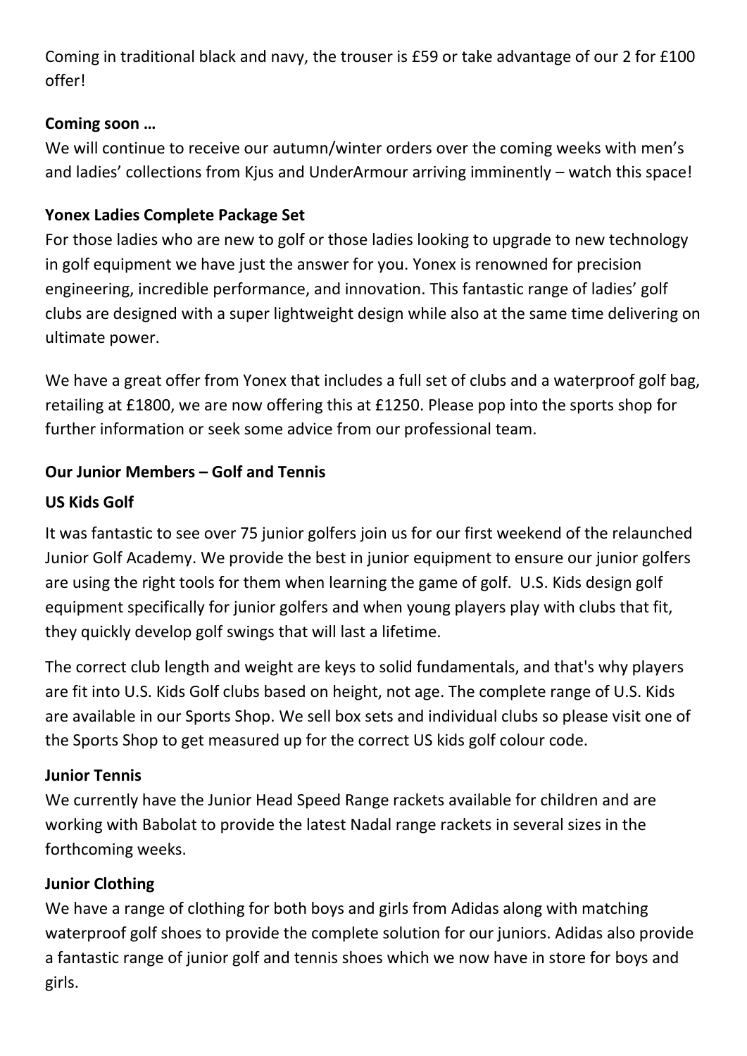Coming in traditional black and navy, the trouser is £59 or take advantage of our 2 for £100 offer!

**Coming soon …**

We will continue to receive our autumn/winter orders over the coming weeks with men's and ladies' collections from Kjus and UnderArmour arriving imminently – watch this space!

**Yonex Ladies Complete Package Set**

For those ladies who are new to golf or those ladies looking to upgrade to new technology in golf equipment we have just the answer for you. Yonex is renowned for precision engineering, incredible performance, and innovation. This fantastic range of ladies' golf clubs are designed with a super lightweight design while also at the same time delivering on ultimate power.

We have a great offer from Yonex that includes a full set of clubs and a waterproof golf bag, retailing at £1800, we are now offering this at £1250. Please pop into the sports shop for further information or seek some advice from our professional team.

**Our Junior Members – Golf and Tennis**

**US Kids Golf**

It was fantastic to see over 75 junior golfers join us for our first weekend of the relaunched Junior Golf Academy. We provide the best in junior equipment to ensure our junior golfers are using the right tools for them when learning the game of golf. U.S. Kids design golf equipment specifically for junior golfers and when young players play with clubs that fit, they quickly develop golf swings that will last a lifetime.

The correct club length and weight are keys to solid fundamentals, and that's why players are fit into U.S. Kids Golf clubs based on height, not age. The complete range of U.S. Kids are available in our Sports Shop. We sell box sets and individual clubs so please visit one of the Sports Shop to get measured up for the correct US kids golf colour code.

**Junior Tennis**

We currently have the Junior Head Speed Range rackets available for children and are working with Babolat to provide the latest Nadal range rackets in several sizes in the forthcoming weeks.

**Junior Clothing**

We have a range of clothing for both boys and girls from Adidas along with matching waterproof golf shoes to provide the complete solution for our juniors. Adidas also provide a fantastic range of junior golf and tennis shoes which we now have in store for boys and girls.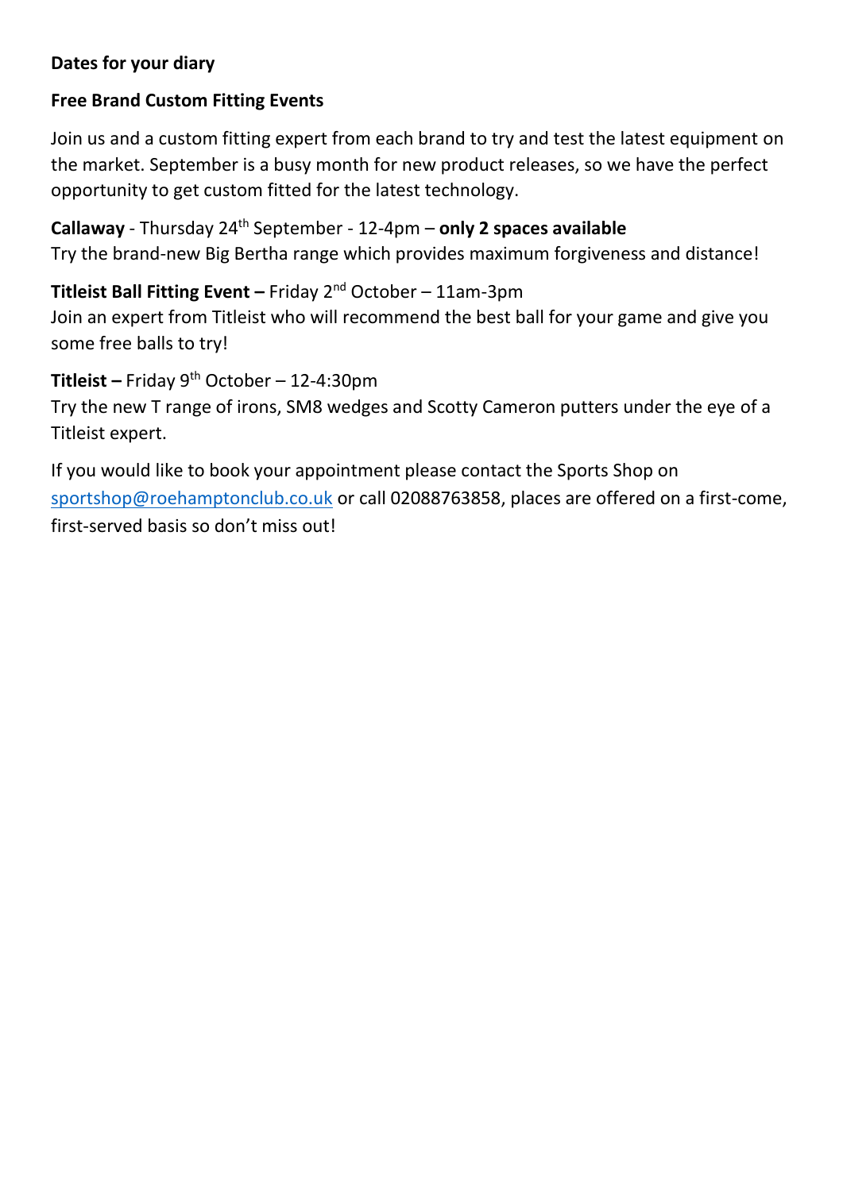**Dates for your diary**

**Free Brand Custom Fitting Events**

Join us and a custom fitting expert from each brand to try and test the latest equipment on the market. September is a busy month for new product releases, so we have the perfect opportunity to get custom fitted for the latest technology.

**Callaway** - Thursday 24th September - 12-4pm – **only 2 spaces available**
Try the brand-new Big Bertha range which provides maximum forgiveness and distance!

**Titleist Ball Fitting Event –** Friday 2nd October – 11am-3pm
Join an expert from Titleist who will recommend the best ball for your game and give you some free balls to try!

**Titleist –** Friday 9th October – 12-4:30pm
Try the new T range of irons, SM8 wedges and Scotty Cameron putters under the eye of a Titleist expert.

If you would like to book your appointment please contact the Sports Shop on sportshop@roehamptonclub.co.uk or call 02088763858, places are offered on a first-come, first-served basis so don't miss out!